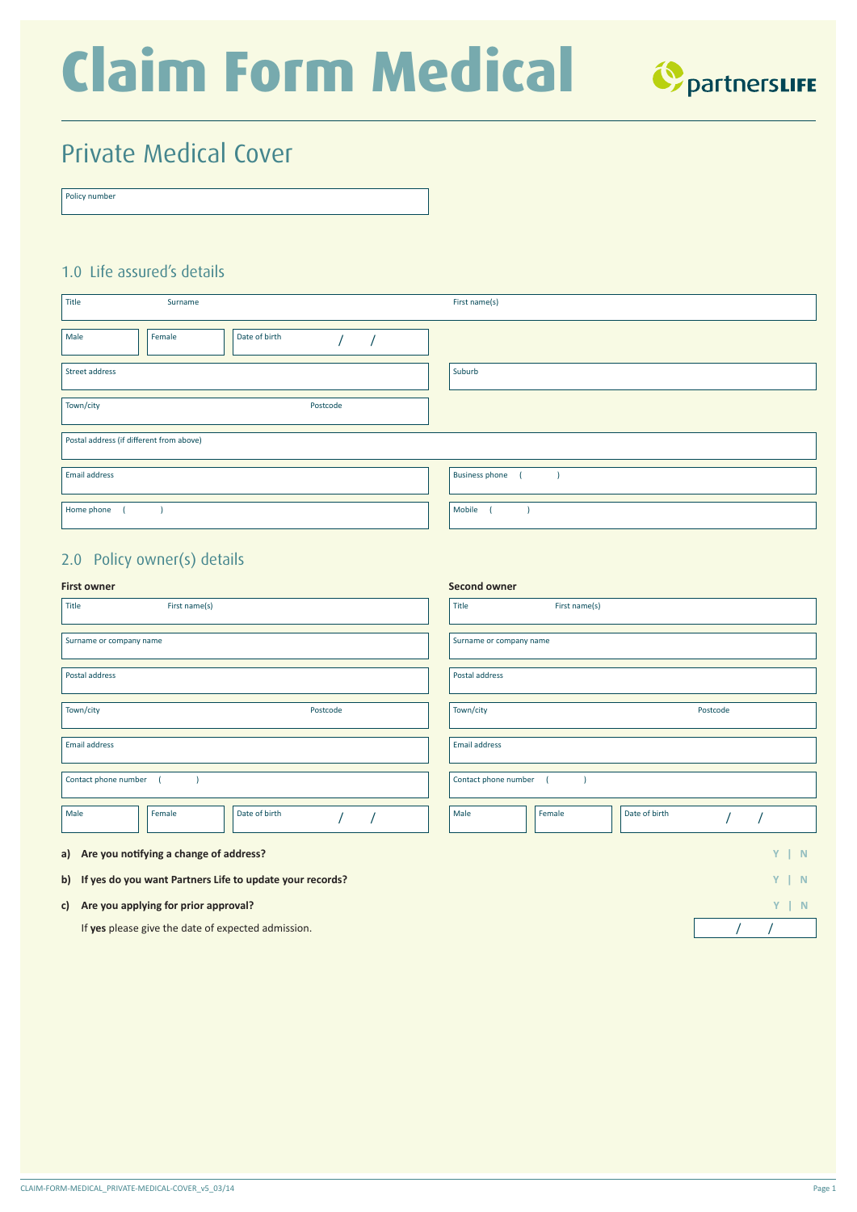# Claim Form Medical

partnersLIFE

## Private Medical Cover

Policy number

### 1.0 Life assured's details

| Title | Surname | First name(s) |
|---|---|---|
| Male | Female | Date of birth / / |

Street address

Suburb

Town/city | Postcode

Postal address (if different from above)

Email address

Business phone ( )

Home phone ( )

Mobile ( )

### 2.0 Policy owner(s) details

| First owner | Second owner |
|---|---|
| Title First name(s) | Title First name(s) |
| Surname or company name | Surname or company name |
| Postal address | Postal address |
| Town/city Postcode | Town/city Postcode |
| Email address | Email address |
| Contact phone number ( ) | Contact phone number ( ) |
| Male Female Date of birth / / | Male Female Date of birth / / |

**a) Are you notifying a change of address?** Y | N

**b) If yes do you want Partners Life to update your records?** Y | N

**c) Are you applying for prior approval?** Y | N

If **yes** please give the date of expected admission. / /

CLAIM-FORM-MEDICAL_PRIVATE-MEDICAL-COVER_v5_03/14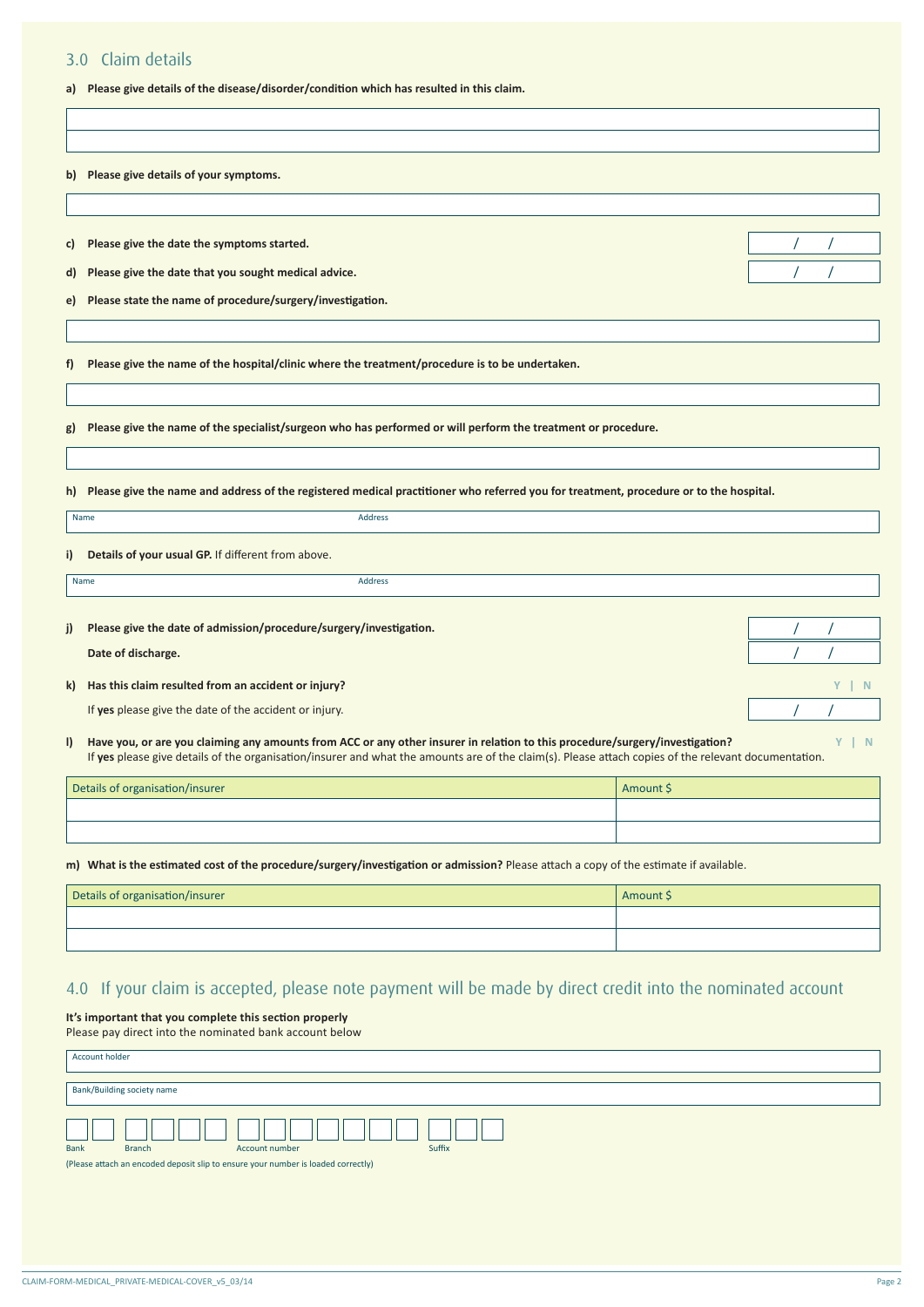## 3.0 Claim details

**a) Please give details of the disease/disorder/condition which has resulted in this claim.**

**b) Please give details of your symptoms.**

**c) Please give the date the symptoms started.** / /

**d) Please give the date that you sought medical advice.** / /

**e) Please state the name of procedure/surgery/investigation.**

**f) Please give the name of the hospital/clinic where the treatment/procedure is to be undertaken.**

**g) Please give the name of the specialist/surgeon who has performed or will perform the treatment or procedure.**

**h) Please give the name and address of the registered medical practitioner who referred you for treatment, procedure or to the hospital.**

Name Address

**i) Details of your usual GP.** If different from above.

Name Address

**j) Please give the date of admission/procedure/surgery/investigation.** / /

**Date of discharge.** / /

**k) Has this claim resulted from an accident or injury?** Y | N

If **yes** please give the date of the accident or injury. / /

**l) Have you, or are you claiming any amounts from ACC or any other insurer in relation to this procedure/surgery/investigation?** Y | N

If **yes** please give details of the organisation/insurer and what the amounts are of the claim(s). Please attach copies of the relevant documentation.

| Details of organisation/insurer | Amount $ |
|---|---|
| | |
| | |

**m) What is the estimated cost of the procedure/surgery/investigation or admission?** Please attach a copy of the estimate if available.

| Details of organisation/insurer | Amount $ |
|---|---|
| | |
| | |

## 4.0 If your claim is accepted, please note payment will be made by direct credit into the nominated account

**It's important that you complete this section properly**

Please pay direct into the nominated bank account below

Account holder

Bank/Building society name

Bank | Branch | Account number | Suffix

(Please attach an encoded deposit slip to ensure your number is loaded correctly)

CLAIM-FORM-MEDICAL_PRIVATE-MEDICAL-COVER_v5_03/14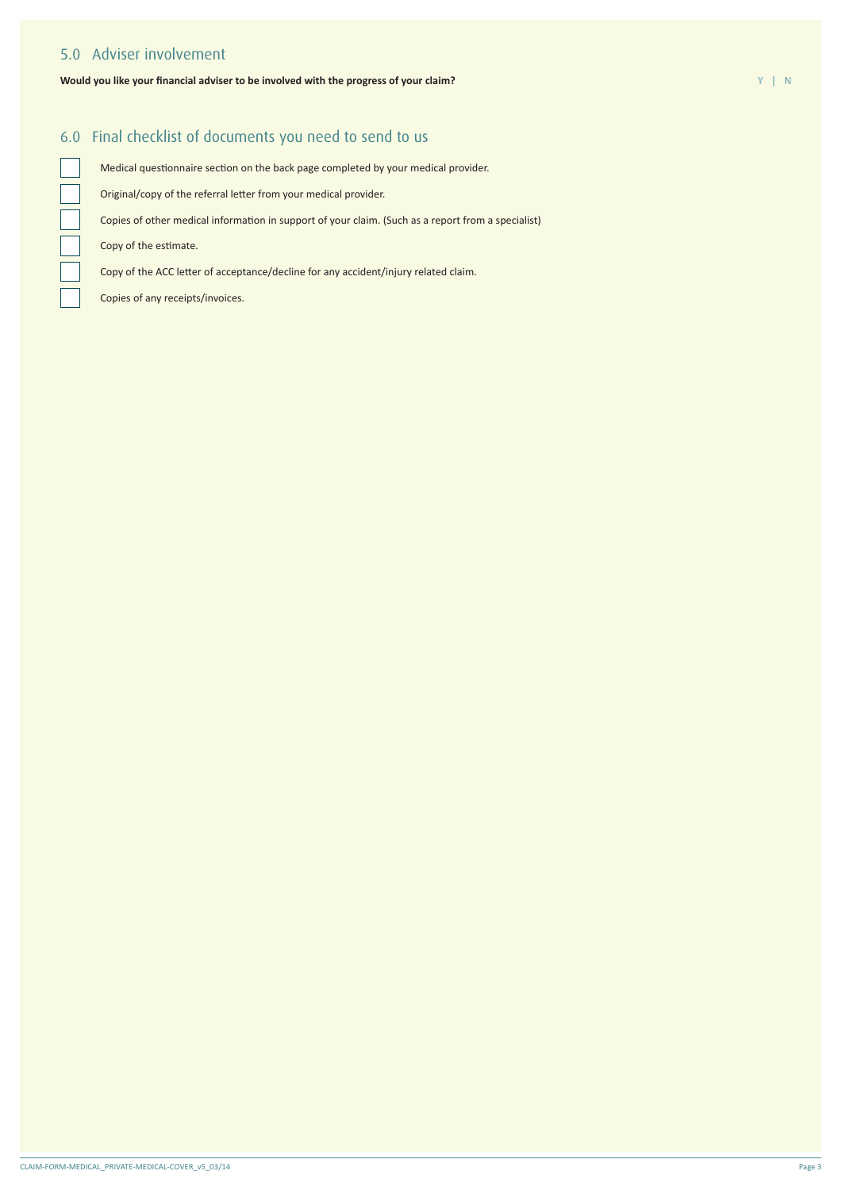## 5.0 Adviser involvement

**Would you like your financial adviser to be involved with the progress of your claim?** Y | N

## 6.0 Final checklist of documents you need to send to us

- [ ] Medical questionnaire section on the back page completed by your medical provider.
- [ ] Original/copy of the referral letter from your medical provider.
- [ ] Copies of other medical information in support of your claim. (Such as a report from a specialist)
- [ ] Copy of the estimate.
- [ ] Copy of the ACC letter of acceptance/decline for any accident/injury related claim.
- [ ] Copies of any receipts/invoices.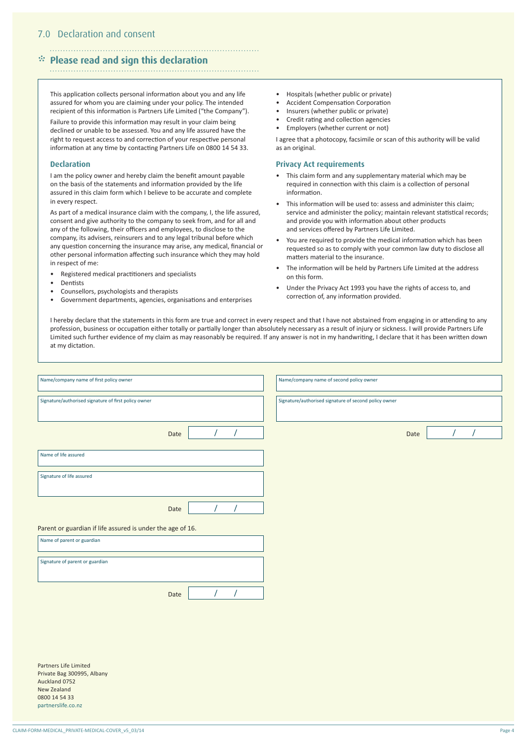## 7.0 Declaration and consent

### Please read and sign this declaration

This application collects personal information about you and any life assured for whom you are claiming under your policy. The intended recipient of this information is Partners Life Limited ("the Company").

Failure to provide this information may result in your claim being declined or unable to be assessed. You and any life assured have the right to request access to and correction of your respective personal information at any time by contacting Partners Life on 0800 14 54 33.

#### Declaration

I am the policy owner and hereby claim the benefit amount payable on the basis of the statements and information provided by the life assured in this claim form which I believe to be accurate and complete in every respect.

As part of a medical insurance claim with the company, I, the life assured, consent and give authority to the company to seek from, and for all and any of the following, their officers and employees, to disclose to the company, its advisers, reinsurers and to any legal tribunal before which any question concerning the insurance may arise, any medical, financial or other personal information affecting such insurance which they may hold in respect of me:

- Registered medical practitioners and specialists
- Dentists
- Counsellors, psychologists and therapists
- Government departments, agencies, organisations and enterprises
- Hospitals (whether public or private)
- Accident Compensation Corporation
- Insurers (whether public or private)
- Credit rating and collection agencies
- Employers (whether current or not)

I agree that a photocopy, facsimile or scan of this authority will be valid as an original.

#### Privacy Act requirements

- This claim form and any supplementary material which may be required in connection with this claim is a collection of personal information.
- This information will be used to: assess and administer this claim; service and administer the policy; maintain relevant statistical records; and provide you with information about other products and services offered by Partners Life Limited.
- You are required to provide the medical information which has been requested so as to comply with your common law duty to disclose all matters material to the insurance.
- The information will be held by Partners Life Limited at the address on this form.
- Under the Privacy Act 1993 you have the rights of access to, and correction of, any information provided.

I hereby declare that the statements in this form are true and correct in every respect and that I have not abstained from engaging in or attending to any profession, business or occupation either totally or partially longer than absolutely necessary as a result of injury or sickness. I will provide Partners Life Limited such further evidence of my claim as may reasonably be required. If any answer is not in my handwriting, I declare that it has been written down at my dictation.

Name/company name of first policy owner

Signature/authorised signature of first policy owner

Date / /

Name/company name of second policy owner

Signature/authorised signature of second policy owner

Date / /

Name of life assured

Signature of life assured

Date / /

Parent or guardian if life assured is under the age of 16.

Name of parent or guardian

Signature of parent or guardian

Date / /

Partners Life Limited
Private Bag 300995, Albany
Auckland 0752
New Zealand
0800 14 54 33
partnerslife.co.nz

CLAIM-FORM-MEDICAL_PRIVATE-MEDICAL-COVER_v5_03/14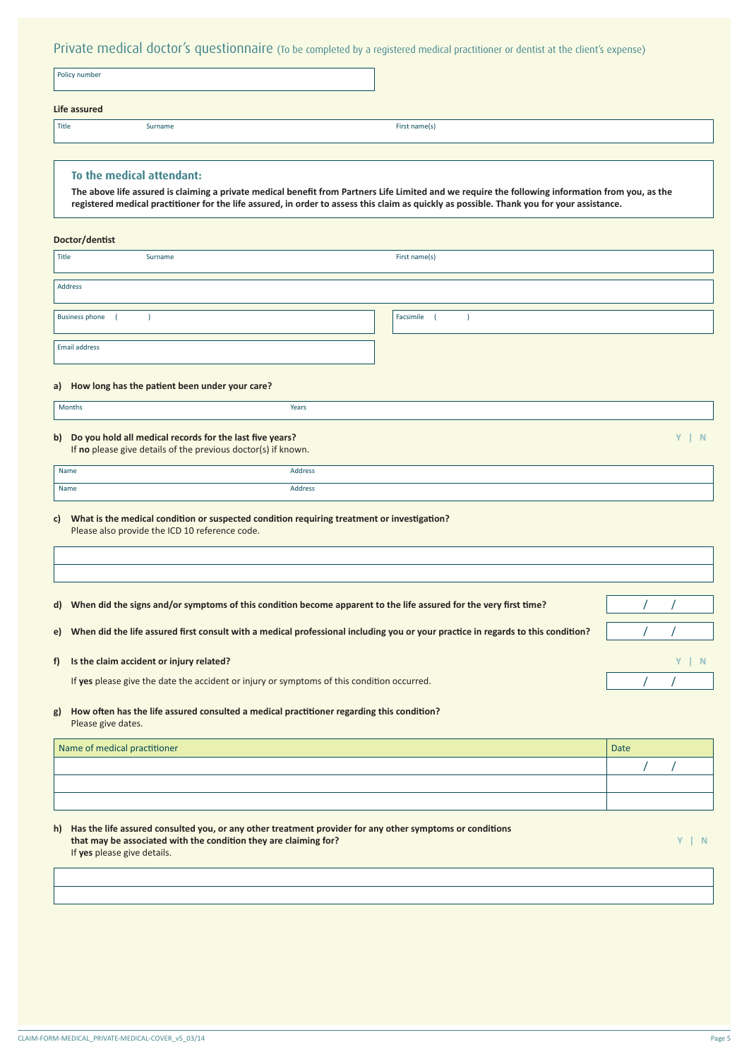# Private medical doctor's questionnaire (To be completed by a registered medical practitioner or dentist at the client's expense)

| Policy number |
|---|
| |

**Life assured**

| Title | Surname | First name(s) |
|---|---|---|
| | | |

## To the medical attendant:

**The above life assured is claiming a private medical benefit from Partners Life Limited and we require the following information from you, as the registered medical practitioner for the life assured, in order to assess this claim as quickly as possible. Thank you for your assistance.**

**Doctor/dentist**

| Title | Surname | First name(s) |
|---|---|---|
| | | |

| Address |
|---|
| |

| Business phone ( ) | Facsimile ( ) |
|---|---|
| | |

| Email address |
|---|
| |

**a) How long has the patient been under your care?**

| Months | Years |
|---|---|
| | |

**b) Do you hold all medical records for the last five years?** Y | N

If **no** please give details of the previous doctor(s) if known.

| Name | Address |
|---|---|
| Name | Address |

**c) What is the medical condition or suspected condition requiring treatment or investigation?**
Please also provide the ICD 10 reference code.

| |
|---|
| |

**d) When did the signs and/or symptoms of this condition become apparent to the life assured for the very first time?** / /

**e) When did the life assured first consult with a medical professional including you or your practice in regards to this condition?** / /

**f) Is the claim accident or injury related?** Y | N

If **yes** please give the date the accident or injury or symptoms of this condition occurred. / /

**g) How often has the life assured consulted a medical practitioner regarding this condition?**
Please give dates.

| Name of medical practitioner | Date |
|---|---|
| | / / |
| | |
| | |

**h) Has the life assured consulted you, or any other treatment provider for any other symptoms or conditions that may be associated with the condition they are claiming for?** Y | N

If **yes** please give details.

| |
|---|
| |

CLAIM-FORM-MEDICAL_PRIVATE-MEDICAL-COVER_v5_03/14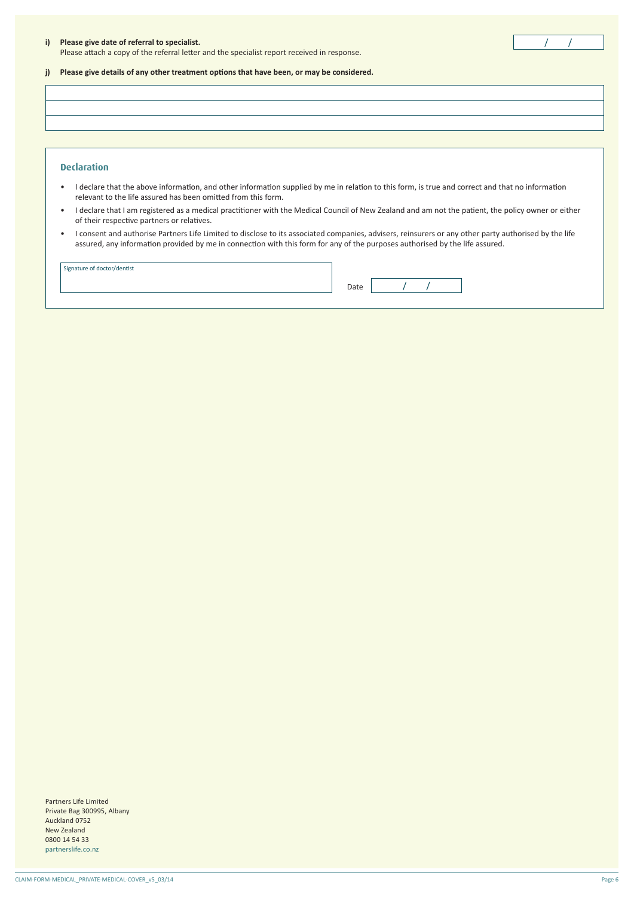**i) Please give date of referral to specialist.**
Please attach a copy of the referral letter and the specialist report received in response.

/ /

**j) Please give details of any other treatment options that have been, or may be considered.**

## Declaration

- I declare that the above information, and other information supplied by me in relation to this form, is true and correct and that no information relevant to the life assured has been omitted from this form.
- I declare that I am registered as a medical practitioner with the Medical Council of New Zealand and am not the patient, the policy owner or either of their respective partners or relatives.
- I consent and authorise Partners Life Limited to disclose to its associated companies, advisers, reinsurers or any other party authorised by the life assured, any information provided by me in connection with this form for any of the purposes authorised by the life assured.

Signature of doctor/dentist

Date / /

Partners Life Limited
Private Bag 300995, Albany
Auckland 0752
New Zealand
0800 14 54 33
partnerslife.co.nz

CLAIM-FORM-MEDICAL_PRIVATE-MEDICAL-COVER_v5_03/14